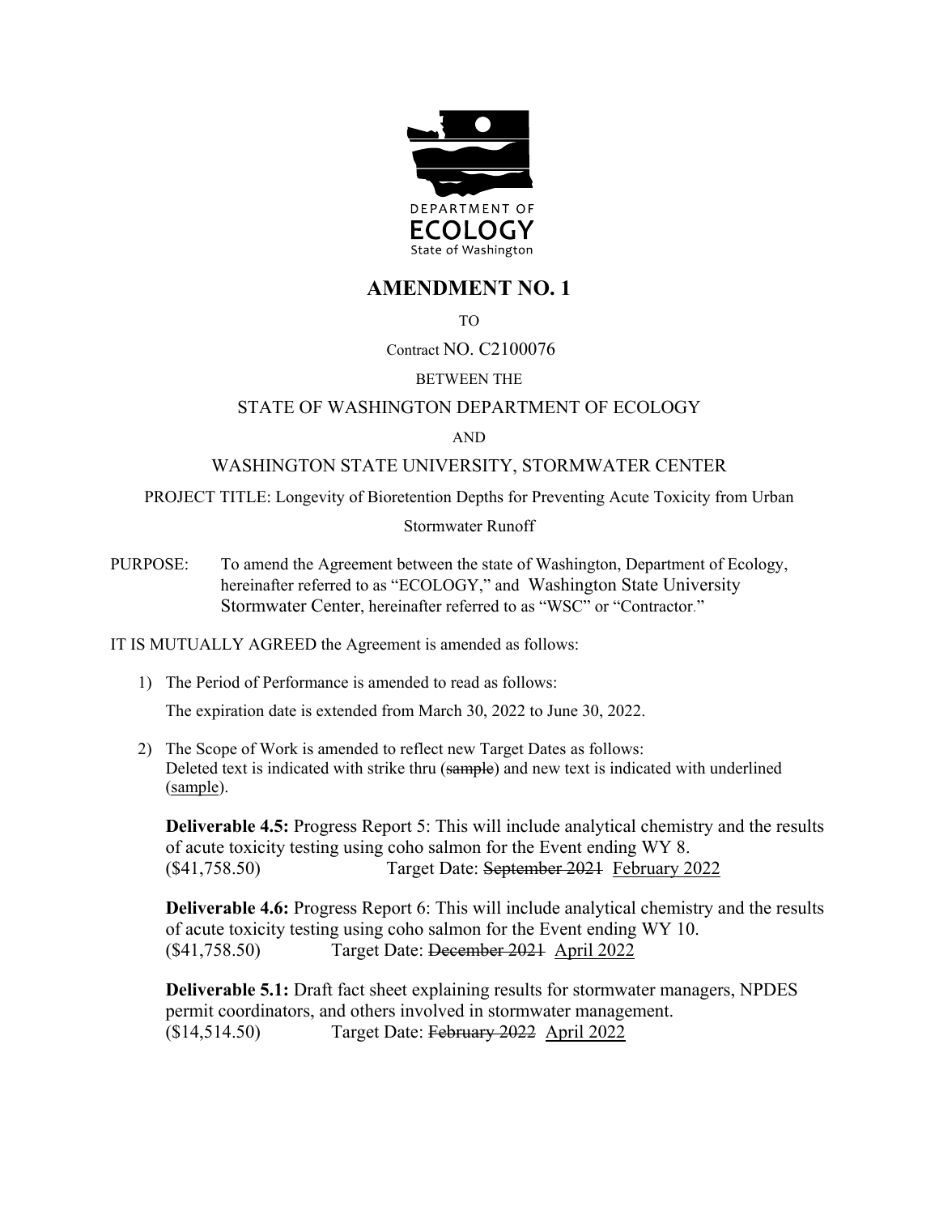DEPARTMENT OF
ECOLOGY
State of Washington

# AMENDMENT NO. 1

TO

Contract NO. C2100076

BETWEEN THE

STATE OF WASHINGTON DEPARTMENT OF ECOLOGY

AND

WASHINGTON STATE UNIVERSITY, STORMWATER CENTER

PROJECT TITLE: Longevity of Bioretention Depths for Preventing Acute Toxicity from Urban Stormwater Runoff

PURPOSE: To amend the Agreement between the state of Washington, Department of Ecology, hereinafter referred to as "ECOLOGY," and Washington State University Stormwater Center, hereinafter referred to as "WSC" or "Contractor."

IT IS MUTUALLY AGREED the Agreement is amended as follows:

1) The Period of Performance is amended to read as follows:

   The expiration date is extended from March 30, 2022 to June 30, 2022.

2) The Scope of Work is amended to reflect new Target Dates as follows:
   Deleted text is indicated with strike thru (~~sample~~) and new text is indicated with underlined (<u>sample</u>).

   **Deliverable 4.5:** Progress Report 5: This will include analytical chemistry and the results of acute toxicity testing using coho salmon for the Event ending WY 8.
   ($41,758.50) Target Date: ~~September 2021~~ <u>February 2022</u>

   **Deliverable 4.6:** Progress Report 6: This will include analytical chemistry and the results of acute toxicity testing using coho salmon for the Event ending WY 10.
   ($41,758.50) Target Date: ~~December 2021~~ <u>April 2022</u>

   **Deliverable 5.1:** Draft fact sheet explaining results for stormwater managers, NPDES permit coordinators, and others involved in stormwater management.
   ($14,514.50) Target Date: ~~February 2022~~ <u>April 2022</u>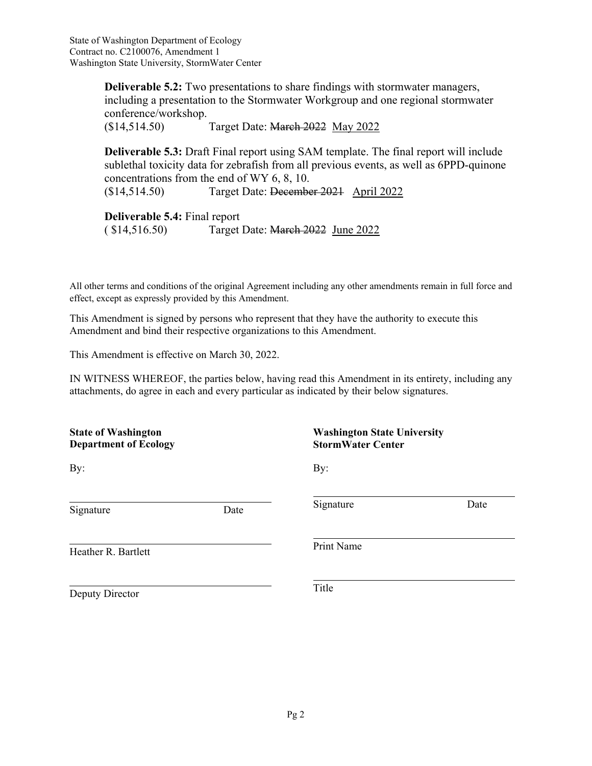**Deliverable 5.2:** Two presentations to share findings with stormwater managers, including a presentation to the Stormwater Workgroup and one regional stormwater conference/workshop.
($14,514.50) Target Date: ~~March 2022~~ <u>May 2022</u>

**Deliverable 5.3:** Draft Final report using SAM template. The final report will include sublethal toxicity data for zebrafish from all previous events, as well as 6PPD-quinone concentrations from the end of WY 6, 8, 10.
($14,514.50) Target Date: ~~December 2021~~ <u>April 2022</u>

**Deliverable 5.4:** Final report
( $14,516.50) Target Date: ~~March 2022~~ <u>June 2022</u>

All other terms and conditions of the original Agreement including any other amendments remain in full force and effect, except as expressly provided by this Amendment.

This Amendment is signed by persons who represent that they have the authority to execute this Amendment and bind their respective organizations to this Amendment.

This Amendment is effective on March 30, 2022.

IN WITNESS WHEREOF, the parties below, having read this Amendment in its entirety, including any attachments, do agree in each and every particular as indicated by their below signatures.

**State of Washington**
**Department of Ecology**

By:

\_\_\_\_\_\_\_\_\_\_\_\_\_\_\_\_\_\_\_\_\_\_\_\_\_\_\_\_\_\_
Signature Date

\_\_\_\_\_\_\_\_\_\_\_\_\_\_\_\_\_\_\_\_\_\_\_\_\_\_\_\_\_\_
Heather R. Bartlett

\_\_\_\_\_\_\_\_\_\_\_\_\_\_\_\_\_\_\_\_\_\_\_\_\_\_\_\_\_\_
Deputy Director

**Washington State University**
**StormWater Center**

By:

\_\_\_\_\_\_\_\_\_\_\_\_\_\_\_\_\_\_\_\_\_\_\_\_\_\_\_\_\_\_
Signature Date

\_\_\_\_\_\_\_\_\_\_\_\_\_\_\_\_\_\_\_\_\_\_\_\_\_\_\_\_\_\_
Print Name

\_\_\_\_\_\_\_\_\_\_\_\_\_\_\_\_\_\_\_\_\_\_\_\_\_\_\_\_\_\_
Title